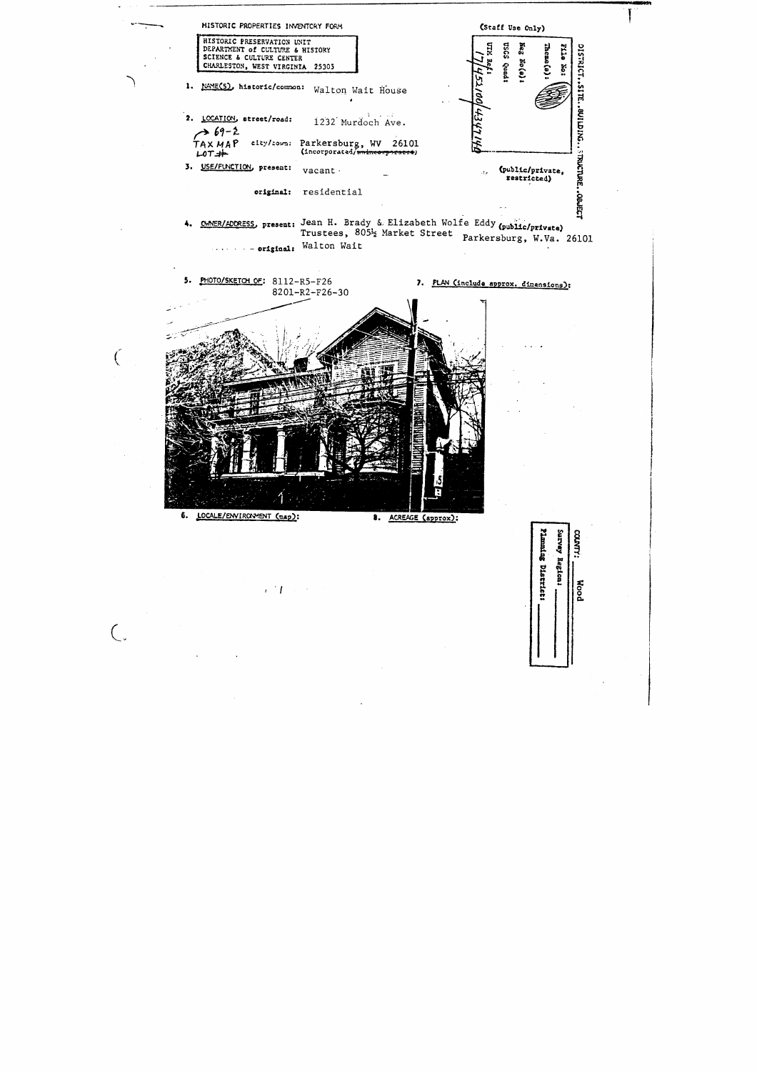HISTORIC PROPERTIES INVENTORY FORM

(Staff Use Only)

HISTORIC PRESERVATION UNIT
DEPARTMENT of CULTURE & HISTORY
SCIENCE & CULTURE CENTER
CHARLESTON, WEST VIRGINIA 25305

DISTRICT..SITE..BUILDING..STRUCTURE..OBJECT

File No:
Theme(s):
Neg No(s):
USGS Quad:
UTM Ref: 17/451/00/4347140

1. NAME(S), historic/common: Walton Wait House

2. LOCATION, street/road: 1232 Murdoch Ave.
→ 69-2
TAX MAP
LOT #
city/town: Parkersburg, WV 26101
(incorporated/~~unincorporated~~)

3. USE/FUNCTION, present: vacant
(public/private, restricted)
original: residential

4. OWNER/ADDRESS, present: Jean H. Brady & Elizabeth Wolfe Eddy (public/private)
Trustees, 805½ Market Street Parkersburg, W.Va. 26101
original: Walton Wait

5. PHOTO/SKETCH OF: 8112-R5-F26
8201-R2-F26-30

7. PLAN (include approx. dimensions):

6. LOCALE/ENVIRONMENT (map):

8. ACREAGE (approx):

COUNTY: Wood
Survey Region:
Planning District: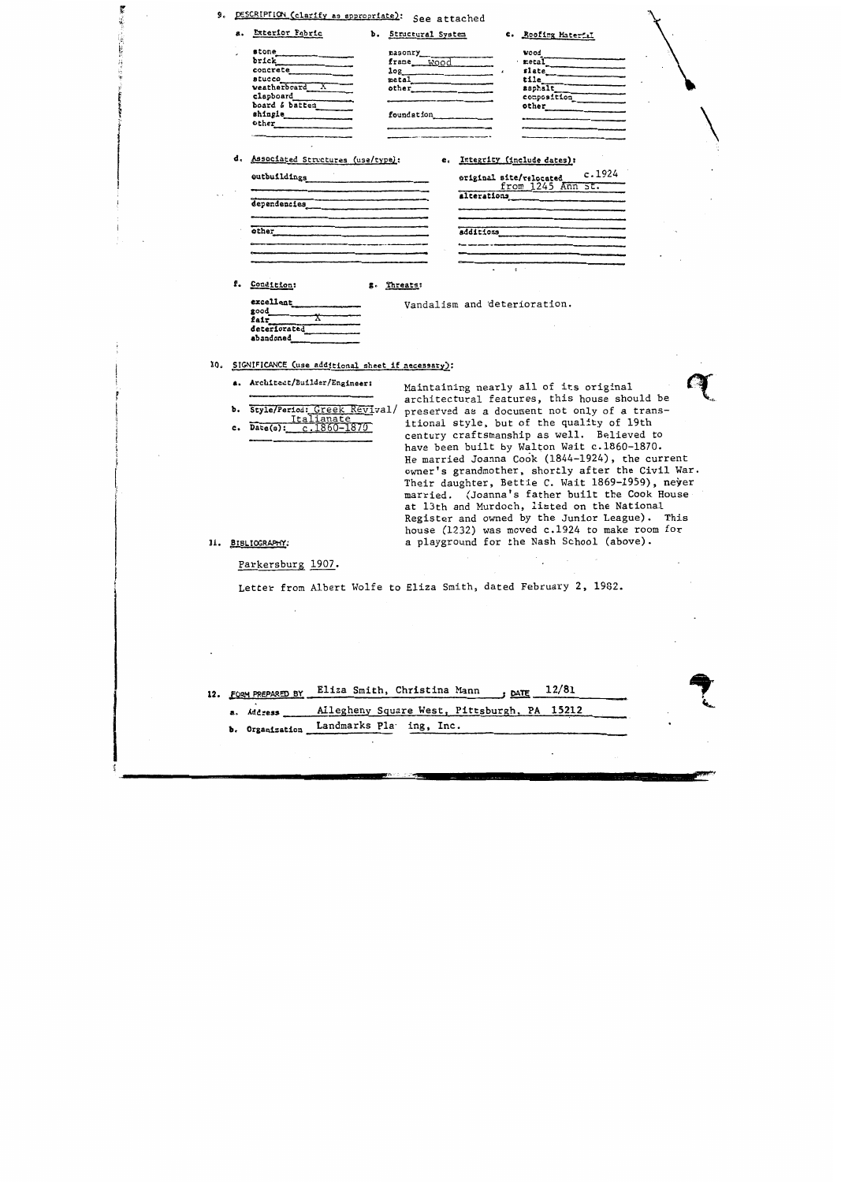9. DESCRIPTION (clarify as appropriate): See attached

a. Exterior Fabric
- stone
- brick
- concrete
- stucco
- weatherboard X
- clapboard
- board & batten
- shingle
- other

b. Structural System
- masonry
- frame wood
- log
- metal
- other
- foundation

c. Roofing Material
- wood
- metal
- slate
- tile
- asphalt
- composition
- other

d. Associated Structures (use/type):
- outbuildings
- dependencies
- other

e. Integrity (include dates):
- original site/relocated c.1924 from 1245 Ann St.
- alterations
- additions

f. Condition:
- excellent
- good
- fair X
- deteriorated
- abandoned

g. Threats:

Vandalism and deterioration.

10. SIGNIFICANCE (use additional sheet if necessary):

a. Architect/Builder/Engineer:

b. Style/Period: Greek Revival/ Italianate

c. Date(s): c.1860-1870

Maintaining nearly all of its original architectural features, this house should be preserved as a document not only of a transitional style, but of the quality of 19th century craftsmanship as well. Believed to have been built by Walton Wait c.1860-1870. He married Joanna Cook (1844-1924), the current owner's grandmother, shortly after the Civil War. Their daughter, Bettie C. Wait 1869-1959), never married. (Joanna's father built the Cook House at 13th and Murdoch, listed on the National Register and owned by the Junior League). This house (1232) was moved c.1924 to make room for a playground for the Nash School (above).

11. BIBLIOGRAPHY:

Parkersburg 1907.

Letter from Albert Wolfe to Eliza Smith, dated February 2, 1982.

12. FORM PREPARED BY Eliza Smith, Christina Mann ; DATE 12/81

a. Address Allegheny Square West, Pittsburgh, PA 15212

b. Organization Landmarks Pla ing, Inc.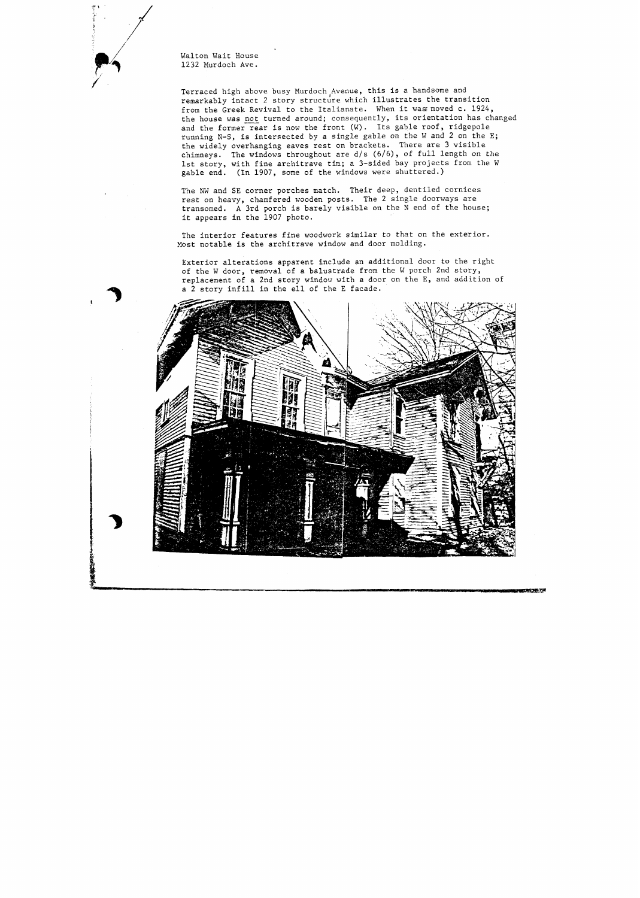Walton Wait House
1232 Murdoch Ave.

Terraced high above busy Murdoch Avenue, this is a handsome and remarkably intact 2 story structure which illustrates the transition from the Greek Revival to the Italianate. When it was moved c. 1924, the house was not turned around; consequently, its orientation has changed and the former rear is now the front (W). Its gable roof, ridgepole running N-S, is intersected by a single gable on the W and 2 on the E; the widely overhanging eaves rest on brackets. There are 3 visible chimneys. The windows throughout are d/s (6/6), of full length on the 1st story, with fine architrave tim; a 3-sided bay projects from the W gable end. (In 1907, some of the windows were shuttered.)

The NW and SE corner porches match. Their deep, dentiled cornices rest on heavy, chamfered wooden posts. The 2 single doorways are transomed. A 3rd porch is barely visible on the N end of the house; it appears in the 1907 photo.

The interior features fine woodwork similar to that on the exterior. Most notable is the architrave window and door molding.

Exterior alterations apparent include an additional door to the right of the W door, removal of a balustrade from the W porch 2nd story, replacement of a 2nd story window with a door on the E, and addition of a 2 story infill in the ell of the E facade.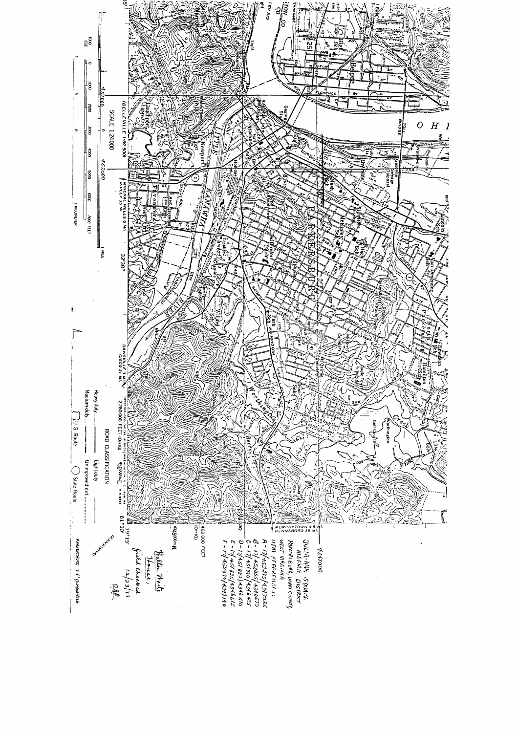4347000

JULIA-ANN SQUARE
HISTORIC DISTRICT
PARKERSBURG, WOOD COUNTY
WEST VIRGINIA

UTM REFERENCES:

A-17/452975/4347035
B-17/452055/4346570
C-17/451910/4346475
D-17/451880/4346570
E-17/451825/4346615
F-17/452017/4347140

Walton White
Hance,
field checked
12/23/77
RSE

PARKERSBURG, 7.5' QUADRANGLE

SCALE 1:24000

1 MILE

1000 0 1000 2000 3000 4000 5000 6000 7000 FEET

1 KILOMETER

ROAD CLASSIFICATION

Heavy duty
Light duty
Medium duty
Unimproved dirt
U.S. Route
State Route

MURPHYTOWN 4.5 MI.
PENNSBORO 36 MI.

DAVISVILLE 3 MI.
CISCO 21 MI.

MINERAL WELLS 5 MI.
RIPLEY 33 MI.

(BELLEVILLE 1:62 500)

2 280 000 FEET (OHIO)

460 000 FEET (OHIO)

39°15'

81°30'

32'30"